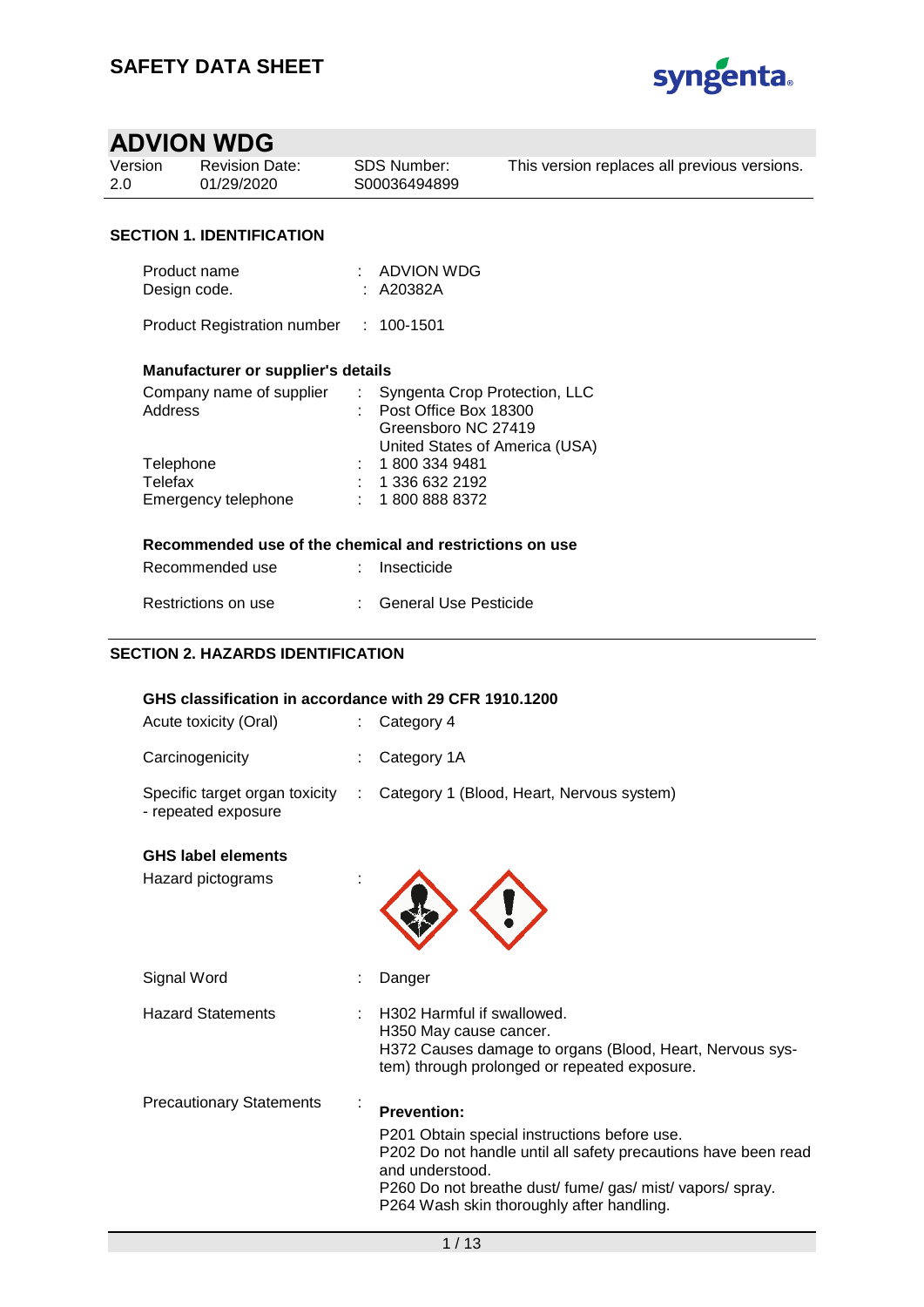# SAFETY DATA SHEET

## ADVION WDG

| Version | Revision Date: | SDS Number: | This version replaces all previous versions. |
|---|---|---|---|
| 2.0 | 01/29/2020 | S00036494899 | |

### SECTION 1. IDENTIFICATION

Product name : ADVION WDG
Design code. : A20382A

Product Registration number : 100-1501

**Manufacturer or supplier's details**

Company name of supplier : Syngenta Crop Protection, LLC
Address : Post Office Box 18300
Greensboro NC 27419
United States of America (USA)
Telephone : 1 800 334 9481
Telefax : 1 336 632 2192
Emergency telephone : 1 800 888 8372

**Recommended use of the chemical and restrictions on use**

Recommended use : Insecticide

Restrictions on use : General Use Pesticide

### SECTION 2. HAZARDS IDENTIFICATION

**GHS classification in accordance with 29 CFR 1910.1200**

Acute toxicity (Oral) : Category 4

Carcinogenicity : Category 1A

Specific target organ toxicity - repeated exposure : Category 1 (Blood, Heart, Nervous system)

**GHS label elements**

Hazard pictograms :

Signal Word : Danger

Hazard Statements : H302 Harmful if swallowed.
H350 May cause cancer.
H372 Causes damage to organs (Blood, Heart, Nervous system) through prolonged or repeated exposure.

Precautionary Statements :

**Prevention:**

P201 Obtain special instructions before use.
P202 Do not handle until all safety precautions have been read and understood.
P260 Do not breathe dust/ fume/ gas/ mist/ vapors/ spray.
P264 Wash skin thoroughly after handling.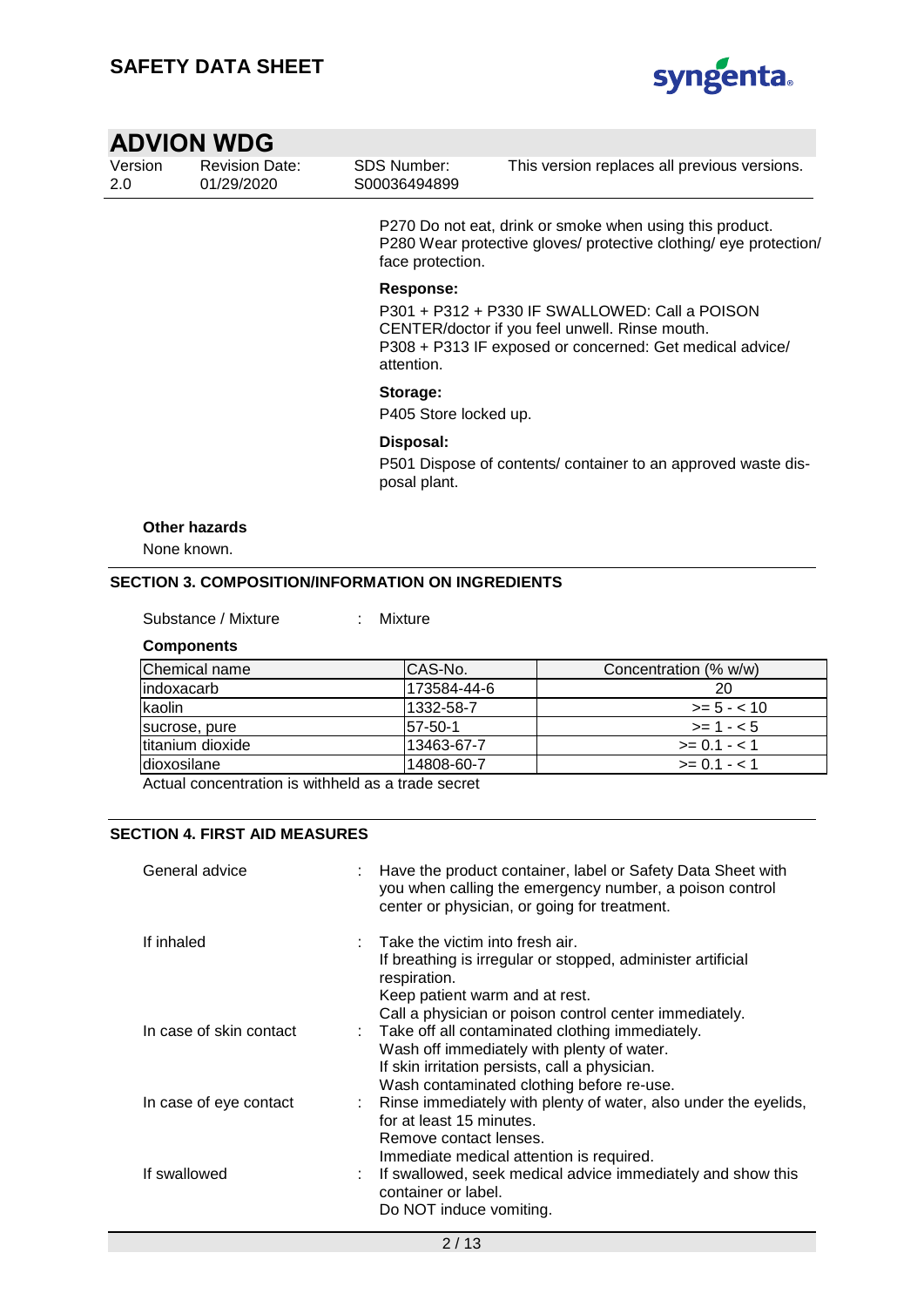P270 Do not eat, drink or smoke when using this product.
P280 Wear protective gloves/ protective clothing/ eye protection/ face protection.

**Response:**

P301 + P312 + P330 IF SWALLOWED: Call a POISON CENTER/doctor if you feel unwell. Rinse mouth.
P308 + P313 IF exposed or concerned: Get medical advice/ attention.

**Storage:**

P405 Store locked up.

**Disposal:**

P501 Dispose of contents/ container to an approved waste disposal plant.

**Other hazards**

None known.

## SECTION 3. COMPOSITION/INFORMATION ON INGREDIENTS

Substance / Mixture : Mixture

**Components**

| Chemical name | CAS-No. | Concentration (% w/w) |
|---|---|---|
| indoxacarb | 173584-44-6 | 20 |
| kaolin | 1332-58-7 | >= 5 - < 10 |
| sucrose, pure | 57-50-1 | >= 1 - < 5 |
| titanium dioxide | 13463-67-7 | >= 0.1 - < 1 |
| dioxosilane | 14808-60-7 | >= 0.1 - < 1 |

Actual concentration is withheld as a trade secret

## SECTION 4. FIRST AID MEASURES

| | | |
|---|---|---|
| General advice | : | Have the product container, label or Safety Data Sheet with you when calling the emergency number, a poison control center or physician, or going for treatment. |
| If inhaled | : | Take the victim into fresh air.<br>If breathing is irregular or stopped, administer artificial respiration.<br>Keep patient warm and at rest.<br>Call a physician or poison control center immediately. |
| In case of skin contact | : | Take off all contaminated clothing immediately.<br>Wash off immediately with plenty of water.<br>If skin irritation persists, call a physician.<br>Wash contaminated clothing before re-use. |
| In case of eye contact | : | Rinse immediately with plenty of water, also under the eyelids, for at least 15 minutes.<br>Remove contact lenses.<br>Immediate medical attention is required. |
| If swallowed | : | If swallowed, seek medical advice immediately and show this container or label.<br>Do NOT induce vomiting. |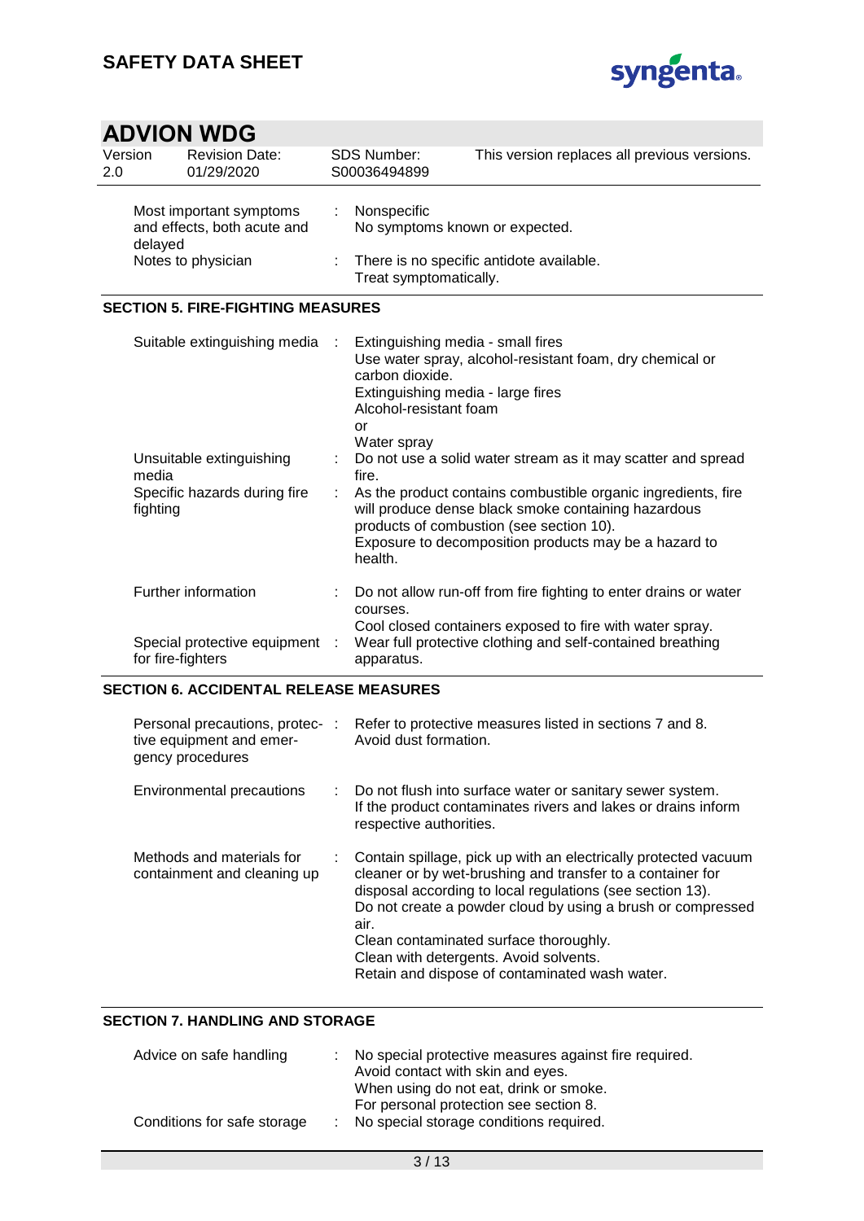| Most important symptoms and effects, both acute and delayed | : | Nonspecific<br>No symptoms known or expected. |
|---|---|---|
| Notes to physician | : | There is no specific antidote available.<br>Treat symptomatically. |

## SECTION 5. FIRE-FIGHTING MEASURES

| Suitable extinguishing media | : | Extinguishing media - small fires<br>Use water spray, alcohol-resistant foam, dry chemical or carbon dioxide.<br>Extinguishing media - large fires<br>Alcohol-resistant foam<br>or<br>Water spray |
|---|---|---|
| Unsuitable extinguishing media | : | Do not use a solid water stream as it may scatter and spread fire. |
| Specific hazards during fire fighting | : | As the product contains combustible organic ingredients, fire will produce dense black smoke containing hazardous products of combustion (see section 10).<br>Exposure to decomposition products may be a hazard to health. |
| Further information | : | Do not allow run-off from fire fighting to enter drains or water courses.<br>Cool closed containers exposed to fire with water spray. |
| Special protective equipment for fire-fighters | : | Wear full protective clothing and self-contained breathing apparatus. |

## SECTION 6. ACCIDENTAL RELEASE MEASURES

| Personal precautions, protective equipment and emergency procedures | : | Refer to protective measures listed in sections 7 and 8.<br>Avoid dust formation. |
|---|---|---|
| Environmental precautions | : | Do not flush into surface water or sanitary sewer system.<br>If the product contaminates rivers and lakes or drains inform respective authorities. |
| Methods and materials for containment and cleaning up | : | Contain spillage, pick up with an electrically protected vacuum cleaner or by wet-brushing and transfer to a container for disposal according to local regulations (see section 13).<br>Do not create a powder cloud by using a brush or compressed air.<br>Clean contaminated surface thoroughly.<br>Clean with detergents. Avoid solvents.<br>Retain and dispose of contaminated wash water. |

## SECTION 7. HANDLING AND STORAGE

| Advice on safe handling | : | No special protective measures against fire required.<br>Avoid contact with skin and eyes.<br>When using do not eat, drink or smoke.<br>For personal protection see section 8. |
|---|---|---|
| Conditions for safe storage | : | No special storage conditions required. |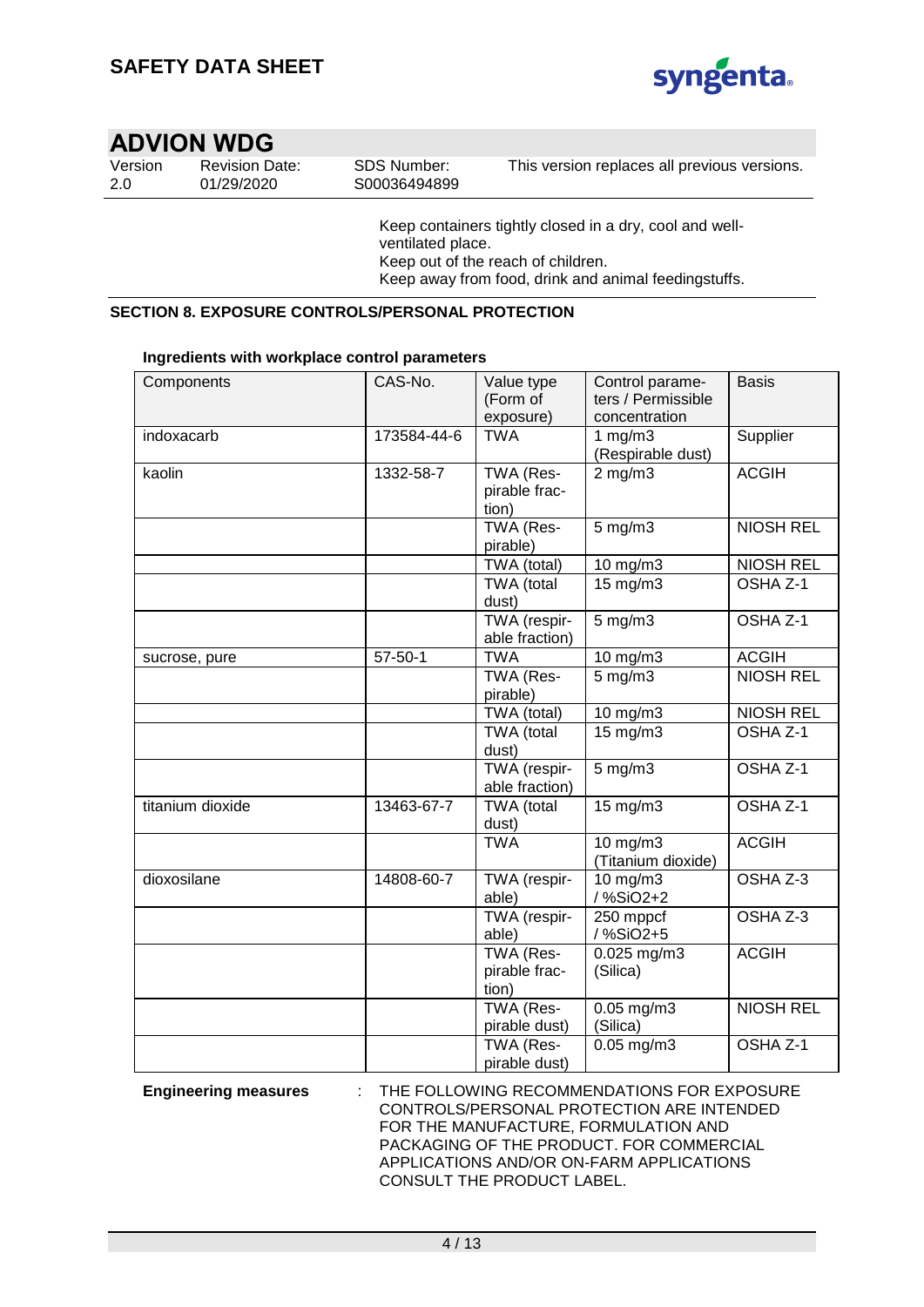Keep containers tightly closed in a dry, cool and well-ventilated place.
Keep out of the reach of children.
Keep away from food, drink and animal feedingstuffs.

## SECTION 8. EXPOSURE CONTROLS/PERSONAL PROTECTION

**Ingredients with workplace control parameters**

| Components | CAS-No. | Value type (Form of exposure) | Control parameters / Permissible concentration | Basis |
|---|---|---|---|---|
| indoxacarb | 173584-44-6 | TWA | 1 mg/m3 (Respirable dust) | Supplier |
| kaolin | 1332-58-7 | TWA (Respirable fraction) | 2 mg/m3 | ACGIH |
| | | TWA (Respirable) | 5 mg/m3 | NIOSH REL |
| | | TWA (total) | 10 mg/m3 | NIOSH REL |
| | | TWA (total dust) | 15 mg/m3 | OSHA Z-1 |
| | | TWA (respirable fraction) | 5 mg/m3 | OSHA Z-1 |
| sucrose, pure | 57-50-1 | TWA | 10 mg/m3 | ACGIH |
| | | TWA (Respirable) | 5 mg/m3 | NIOSH REL |
| | | TWA (total) | 10 mg/m3 | NIOSH REL |
| | | TWA (total dust) | 15 mg/m3 | OSHA Z-1 |
| | | TWA (respirable fraction) | 5 mg/m3 | OSHA Z-1 |
| titanium dioxide | 13463-67-7 | TWA (total dust) | 15 mg/m3 | OSHA Z-1 |
| | | TWA | 10 mg/m3 (Titanium dioxide) | ACGIH |
| dioxosilane | 14808-60-7 | TWA (respirable) | 10 mg/m3 / %SiO2+2 | OSHA Z-3 |
| | | TWA (respirable) | 250 mppcf / %SiO2+5 | OSHA Z-3 |
| | | TWA (Respirable fraction) | 0.025 mg/m3 (Silica) | ACGIH |
| | | TWA (Respirable dust) | 0.05 mg/m3 (Silica) | NIOSH REL |
| | | TWA (Respirable dust) | 0.05 mg/m3 | OSHA Z-1 |

**Engineering measures** : THE FOLLOWING RECOMMENDATIONS FOR EXPOSURE CONTROLS/PERSONAL PROTECTION ARE INTENDED FOR THE MANUFACTURE, FORMULATION AND PACKAGING OF THE PRODUCT. FOR COMMERCIAL APPLICATIONS AND/OR ON-FARM APPLICATIONS CONSULT THE PRODUCT LABEL.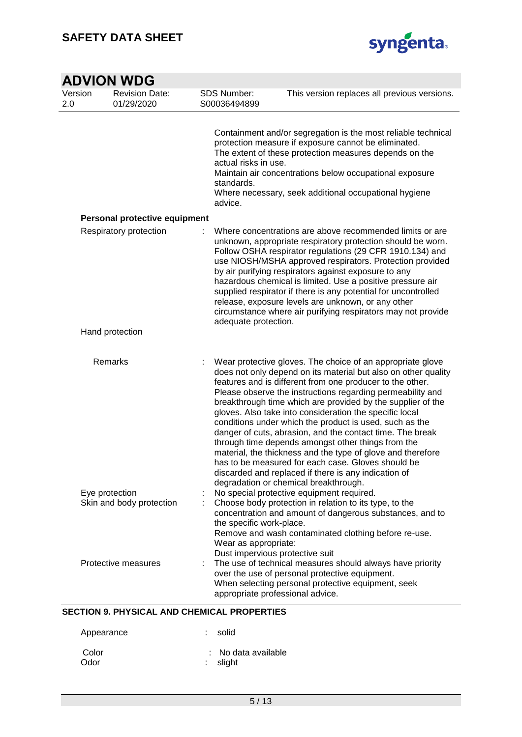Containment and/or segregation is the most reliable technical protection measure if exposure cannot be eliminated.
The extent of these protection measures depends on the actual risks in use.
Maintain air concentrations below occupational exposure standards.
Where necessary, seek additional occupational hygiene advice.

**Personal protective equipment**

Respiratory protection : Where concentrations are above recommended limits or are unknown, appropriate respiratory protection should be worn. Follow OSHA respirator regulations (29 CFR 1910.134) and use NIOSH/MSHA approved respirators. Protection provided by air purifying respirators against exposure to any hazardous chemical is limited. Use a positive pressure air supplied respirator if there is any potential for uncontrolled release, exposure levels are unknown, or any other circumstance where air purifying respirators may not provide adequate protection.

Hand protection

Remarks : Wear protective gloves. The choice of an appropriate glove does not only depend on its material but also on other quality features and is different from one producer to the other. Please observe the instructions regarding permeability and breakthrough time which are provided by the supplier of the gloves. Also take into consideration the specific local conditions under which the product is used, such as the danger of cuts, abrasion, and the contact time. The break through time depends amongst other things from the material, the thickness and the type of glove and therefore has to be measured for each case. Gloves should be discarded and replaced if there is any indication of degradation or chemical breakthrough.

Eye protection : No special protective equipment required.

Skin and body protection : Choose body protection in relation to its type, to the concentration and amount of dangerous substances, and to the specific work-place.
Remove and wash contaminated clothing before re-use.
Wear as appropriate:
Dust impervious protective suit

Protective measures : The use of technical measures should always have priority over the use of personal protective equipment.
When selecting personal protective equipment, seek appropriate professional advice.

## SECTION 9. PHYSICAL AND CHEMICAL PROPERTIES

Appearance : solid

Color : No data available

Odor : slight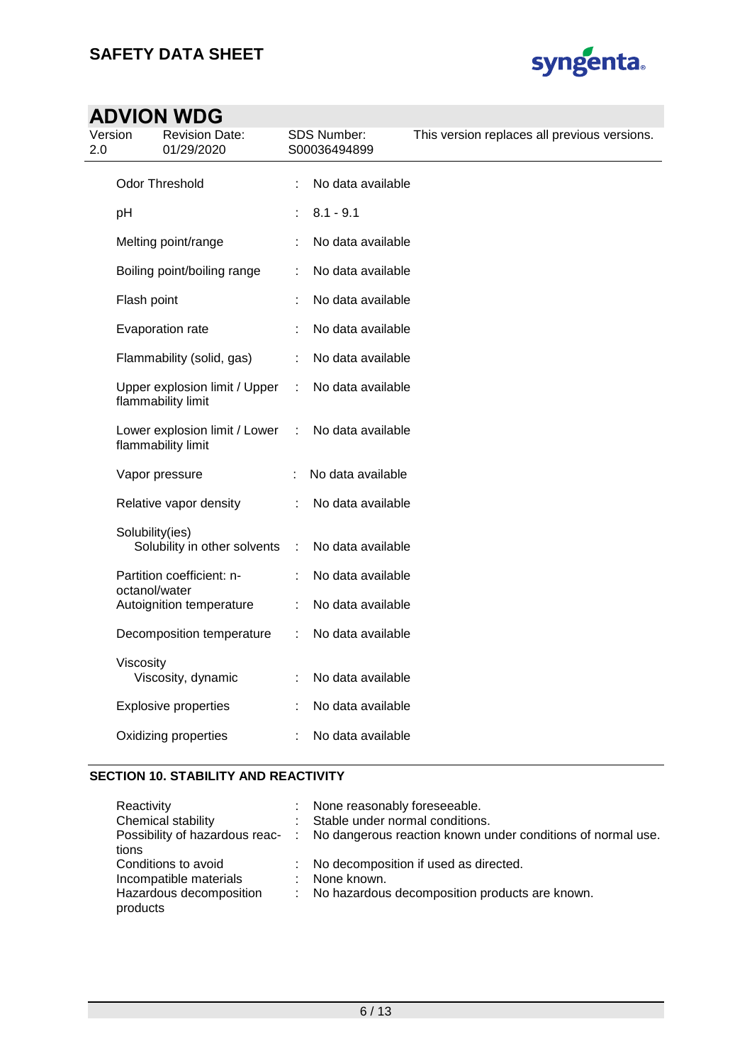| Property | | Value |
|---|---|---|
| Odor Threshold | : | No data available |
| pH | : | 8.1 - 9.1 |
| Melting point/range | : | No data available |
| Boiling point/boiling range | : | No data available |
| Flash point | : | No data available |
| Evaporation rate | : | No data available |
| Flammability (solid, gas) | : | No data available |
| Upper explosion limit / Upper flammability limit | : | No data available |
| Lower explosion limit / Lower flammability limit | : | No data available |
| Vapor pressure | : | No data available |
| Relative vapor density | : | No data available |
| Solubility(ies) | | |
| Solubility in other solvents | : | No data available |
| Partition coefficient: n-octanol/water | : | No data available |
| Autoignition temperature | : | No data available |
| Decomposition temperature | : | No data available |
| Viscosity | | |
| Viscosity, dynamic | : | No data available |
| Explosive properties | : | No data available |
| Oxidizing properties | : | No data available |

## SECTION 10. STABILITY AND REACTIVITY

| Property | | Value |
|---|---|---|
| Reactivity | : | None reasonably foreseeable. |
| Chemical stability | : | Stable under normal conditions. |
| Possibility of hazardous reactions | : | No dangerous reaction known under conditions of normal use. |
| Conditions to avoid | : | No decomposition if used as directed. |
| Incompatible materials | : | None known. |
| Hazardous decomposition products | : | No hazardous decomposition products are known. |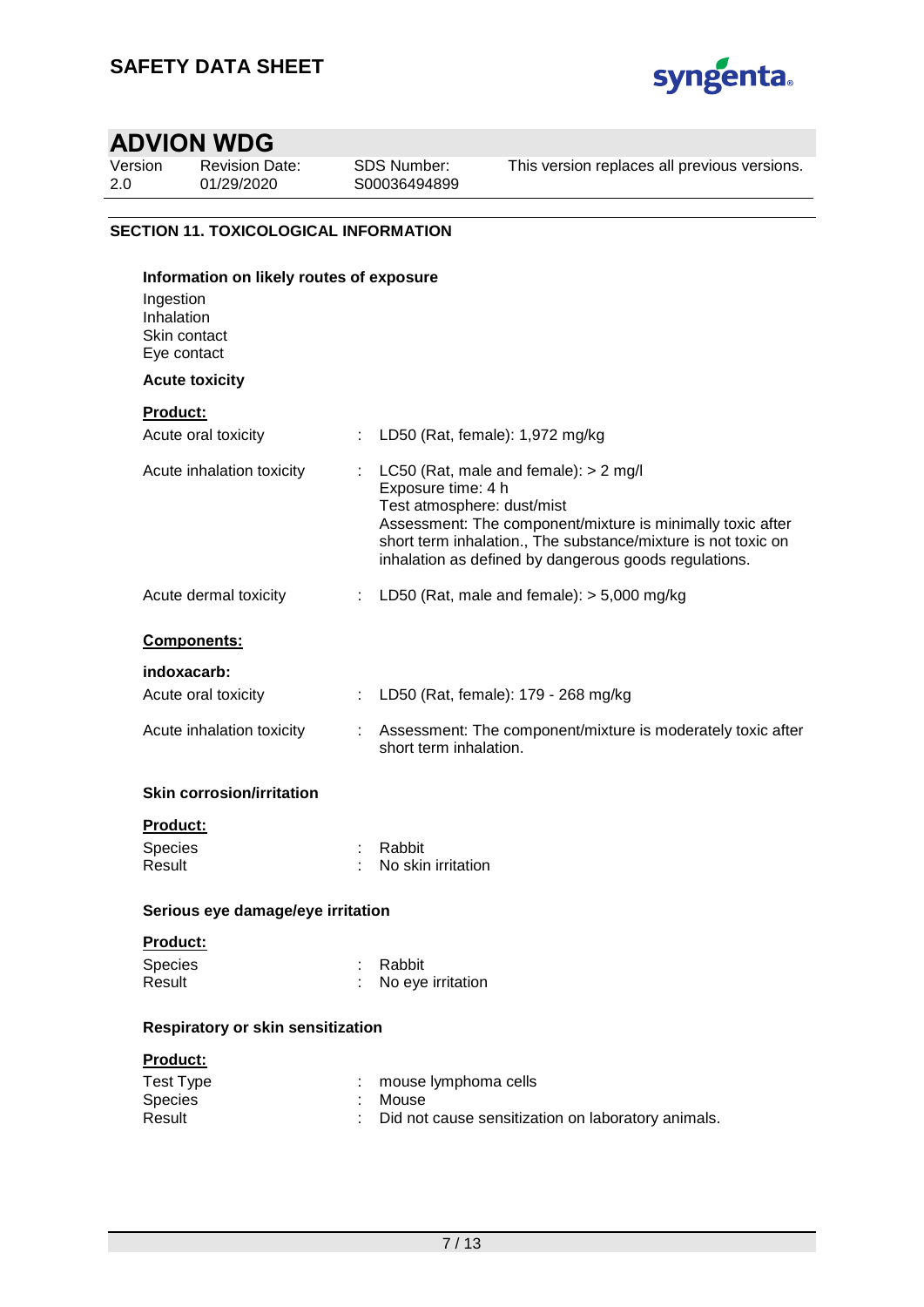# SAFETY DATA SHEET

## ADVION WDG

| Version | Revision Date: | SDS Number: | This version replaces all previous versions. |
|---|---|---|---|
| 2.0 | 01/29/2020 | S00036494899 | |

### SECTION 11. TOXICOLOGICAL INFORMATION

**Information on likely routes of exposure**

Ingestion
Inhalation
Skin contact
Eye contact

**Acute toxicity**

**Product:**

Acute oral toxicity : LD50 (Rat, female): 1,972 mg/kg

Acute inhalation toxicity : LC50 (Rat, male and female): > 2 mg/l
Exposure time: 4 h
Test atmosphere: dust/mist
Assessment: The component/mixture is minimally toxic after short term inhalation., The substance/mixture is not toxic on inhalation as defined by dangerous goods regulations.

Acute dermal toxicity : LD50 (Rat, male and female): > 5,000 mg/kg

**Components:**

**indoxacarb:**

Acute oral toxicity : LD50 (Rat, female): 179 - 268 mg/kg

Acute inhalation toxicity : Assessment: The component/mixture is moderately toxic after short term inhalation.

**Skin corrosion/irritation**

**Product:**

Species : Rabbit
Result : No skin irritation

**Serious eye damage/eye irritation**

**Product:**

Species : Rabbit
Result : No eye irritation

**Respiratory or skin sensitization**

**Product:**

Test Type : mouse lymphoma cells
Species : Mouse
Result : Did not cause sensitization on laboratory animals.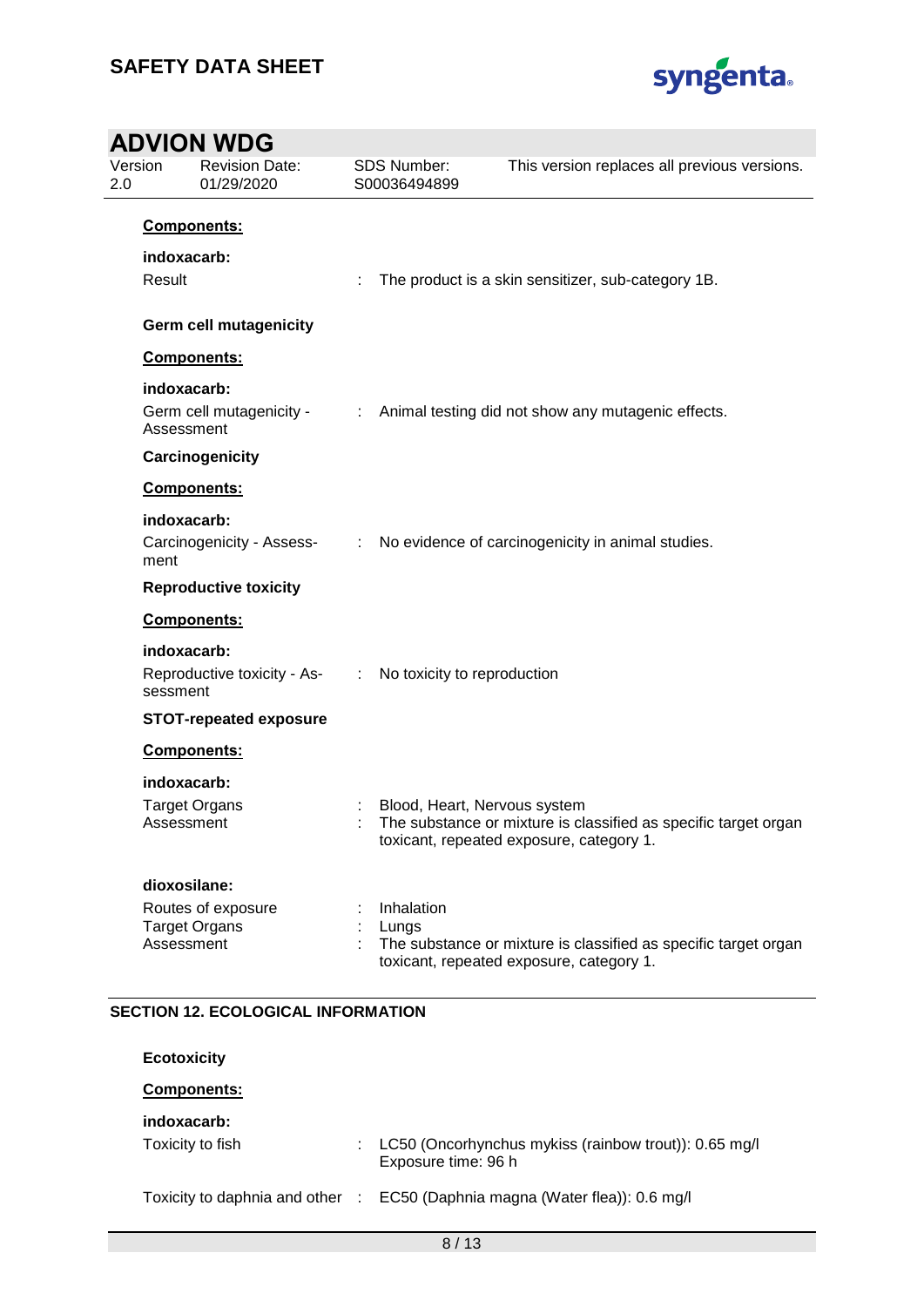**Components:**

**indoxacarb:**

Result : The product is a skin sensitizer, sub-category 1B.

**Germ cell mutagenicity**

**Components:**

**indoxacarb:**

Germ cell mutagenicity - Assessment : Animal testing did not show any mutagenic effects.

**Carcinogenicity**

**Components:**

**indoxacarb:**

Carcinogenicity - Assessment : No evidence of carcinogenicity in animal studies.

**Reproductive toxicity**

**Components:**

**indoxacarb:**

Reproductive toxicity - Assessment : No toxicity to reproduction

**STOT-repeated exposure**

**Components:**

**indoxacarb:**

Target Organs : Blood, Heart, Nervous system
Assessment : The substance or mixture is classified as specific target organ toxicant, repeated exposure, category 1.

**dioxosilane:**

Routes of exposure : Inhalation
Target Organs : Lungs
Assessment : The substance or mixture is classified as specific target organ toxicant, repeated exposure, category 1.

## SECTION 12. ECOLOGICAL INFORMATION

**Ecotoxicity**

**Components:**

**indoxacarb:**

Toxicity to fish : LC50 (Oncorhynchus mykiss (rainbow trout)): 0.65 mg/l
Exposure time: 96 h

Toxicity to daphnia and other : EC50 (Daphnia magna (Water flea)): 0.6 mg/l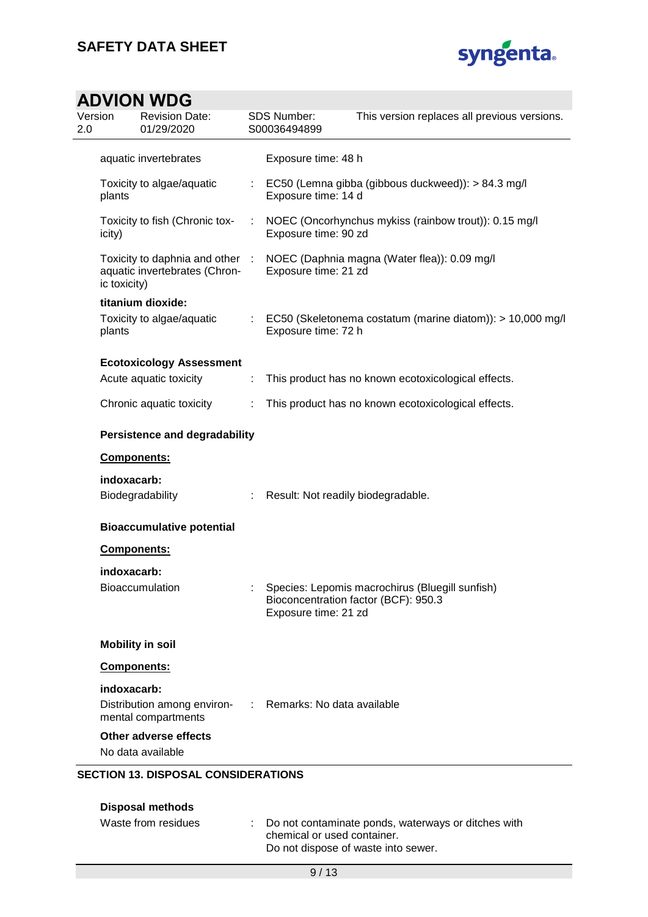| | |
|---|---|
| aquatic invertebrates | Exposure time: 48 h |
| Toxicity to algae/aquatic plants | : EC50 (Lemna gibba (gibbous duckweed)): > 84.3 mg/l<br>Exposure time: 14 d |
| Toxicity to fish (Chronic toxicity) | : NOEC (Oncorhynchus mykiss (rainbow trout)): 0.15 mg/l<br>Exposure time: 90 zd |
| Toxicity to daphnia and other aquatic invertebrates (Chronic toxicity) | : NOEC (Daphnia magna (Water flea)): 0.09 mg/l<br>Exposure time: 21 zd |

**titanium dioxide:**

| | |
|---|---|
| Toxicity to algae/aquatic plants | : EC50 (Skeletonema costatum (marine diatom)): > 10,000 mg/l<br>Exposure time: 72 h |

**Ecotoxicology Assessment**

| | |
|---|---|
| Acute aquatic toxicity | : This product has no known ecotoxicological effects. |
| Chronic aquatic toxicity | : This product has no known ecotoxicological effects. |

**Persistence and degradability**

**Components:**

**indoxacarb:**

| | |
|---|---|
| Biodegradability | : Result: Not readily biodegradable. |

**Bioaccumulative potential**

**Components:**

**indoxacarb:**

| | |
|---|---|
| Bioaccumulation | : Species: Lepomis macrochirus (Bluegill sunfish)<br>Bioconcentration factor (BCF): 950.3<br>Exposure time: 21 zd |

**Mobility in soil**

**Components:**

**indoxacarb:**

| | |
|---|---|
| Distribution among environmental compartments | : Remarks: No data available |

**Other adverse effects**

No data available

## SECTION 13. DISPOSAL CONSIDERATIONS

**Disposal methods**

| | |
|---|---|
| Waste from residues | : Do not contaminate ponds, waterways or ditches with chemical or used container.<br>Do not dispose of waste into sewer. |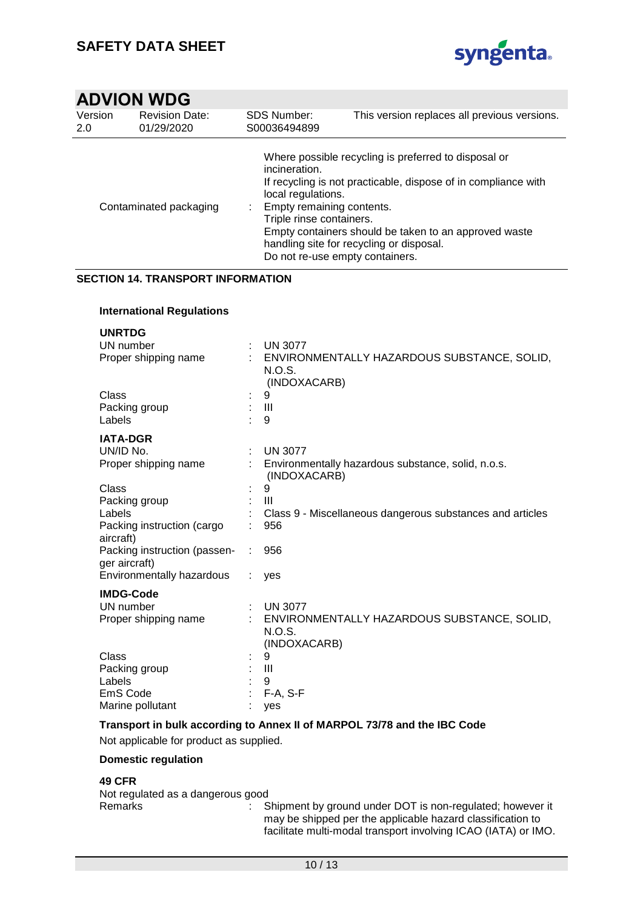| | |
|---|---|
| Contaminated packaging | : Where possible recycling is preferred to disposal or incineration.<br>If recycling is not practicable, dispose of in compliance with local regulations.<br>Empty remaining contents.<br>Triple rinse containers.<br>Empty containers should be taken to an approved waste handling site for recycling or disposal.<br>Do not re-use empty containers. |

## SECTION 14. TRANSPORT INFORMATION

### International Regulations

**UNRTDG**

| | |
|---|---|
| UN number | : UN 3077 |
| Proper shipping name | : ENVIRONMENTALLY HAZARDOUS SUBSTANCE, SOLID, N.O.S. (INDOXACARB) |
| Class | : 9 |
| Packing group | : III |
| Labels | : 9 |

**IATA-DGR**

| | |
|---|---|
| UN/ID No. | : UN 3077 |
| Proper shipping name | : Environmentally hazardous substance, solid, n.o.s. (INDOXACARB) |
| Class | : 9 |
| Packing group | : III |
| Labels | : Class 9 - Miscellaneous dangerous substances and articles |
| Packing instruction (cargo aircraft) | : 956 |
| Packing instruction (passenger aircraft) | : 956 |
| Environmentally hazardous | : yes |

**IMDG-Code**

| | |
|---|---|
| UN number | : UN 3077 |
| Proper shipping name | : ENVIRONMENTALLY HAZARDOUS SUBSTANCE, SOLID, N.O.S. (INDOXACARB) |
| Class | : 9 |
| Packing group | : III |
| Labels | : 9 |
| EmS Code | : F-A, S-F |
| Marine pollutant | : yes |

**Transport in bulk according to Annex II of MARPOL 73/78 and the IBC Code**

Not applicable for product as supplied.

**Domestic regulation**

**49 CFR**

Not regulated as a dangerous good

| | |
|---|---|
| Remarks | : Shipment by ground under DOT is non-regulated; however it may be shipped per the applicable hazard classification to facilitate multi-modal transport involving ICAO (IATA) or IMO. |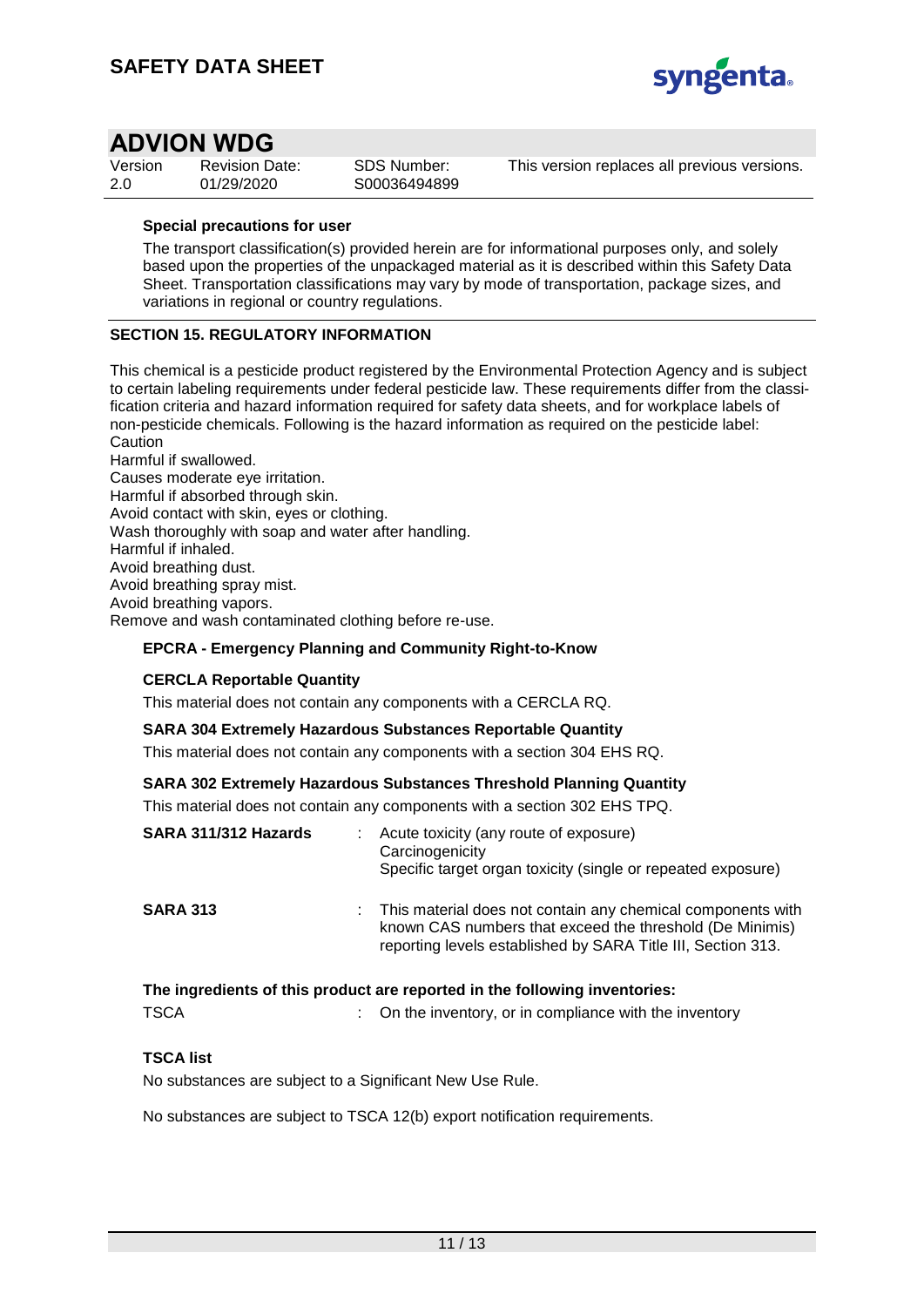**Special precautions for user**

The transport classification(s) provided herein are for informational purposes only, and solely based upon the properties of the unpackaged material as it is described within this Safety Data Sheet. Transportation classifications may vary by mode of transportation, package sizes, and variations in regional or country regulations.

## SECTION 15. REGULATORY INFORMATION

This chemical is a pesticide product registered by the Environmental Protection Agency and is subject to certain labeling requirements under federal pesticide law. These requirements differ from the classification criteria and hazard information required for safety data sheets, and for workplace labels of non-pesticide chemicals. Following is the hazard information as required on the pesticide label:
Caution
Harmful if swallowed.
Causes moderate eye irritation.
Harmful if absorbed through skin.
Avoid contact with skin, eyes or clothing.
Wash thoroughly with soap and water after handling.
Harmful if inhaled.
Avoid breathing dust.
Avoid breathing spray mist.
Avoid breathing vapors.
Remove and wash contaminated clothing before re-use.

**EPCRA - Emergency Planning and Community Right-to-Know**

**CERCLA Reportable Quantity**

This material does not contain any components with a CERCLA RQ.

**SARA 304 Extremely Hazardous Substances Reportable Quantity**

This material does not contain any components with a section 304 EHS RQ.

**SARA 302 Extremely Hazardous Substances Threshold Planning Quantity**

This material does not contain any components with a section 302 EHS TPQ.

**SARA 311/312 Hazards** : Acute toxicity (any route of exposure)
Carcinogenicity
Specific target organ toxicity (single or repeated exposure)

**SARA 313** : This material does not contain any chemical components with known CAS numbers that exceed the threshold (De Minimis) reporting levels established by SARA Title III, Section 313.

**The ingredients of this product are reported in the following inventories:**

TSCA : On the inventory, or in compliance with the inventory

**TSCA list**

No substances are subject to a Significant New Use Rule.

No substances are subject to TSCA 12(b) export notification requirements.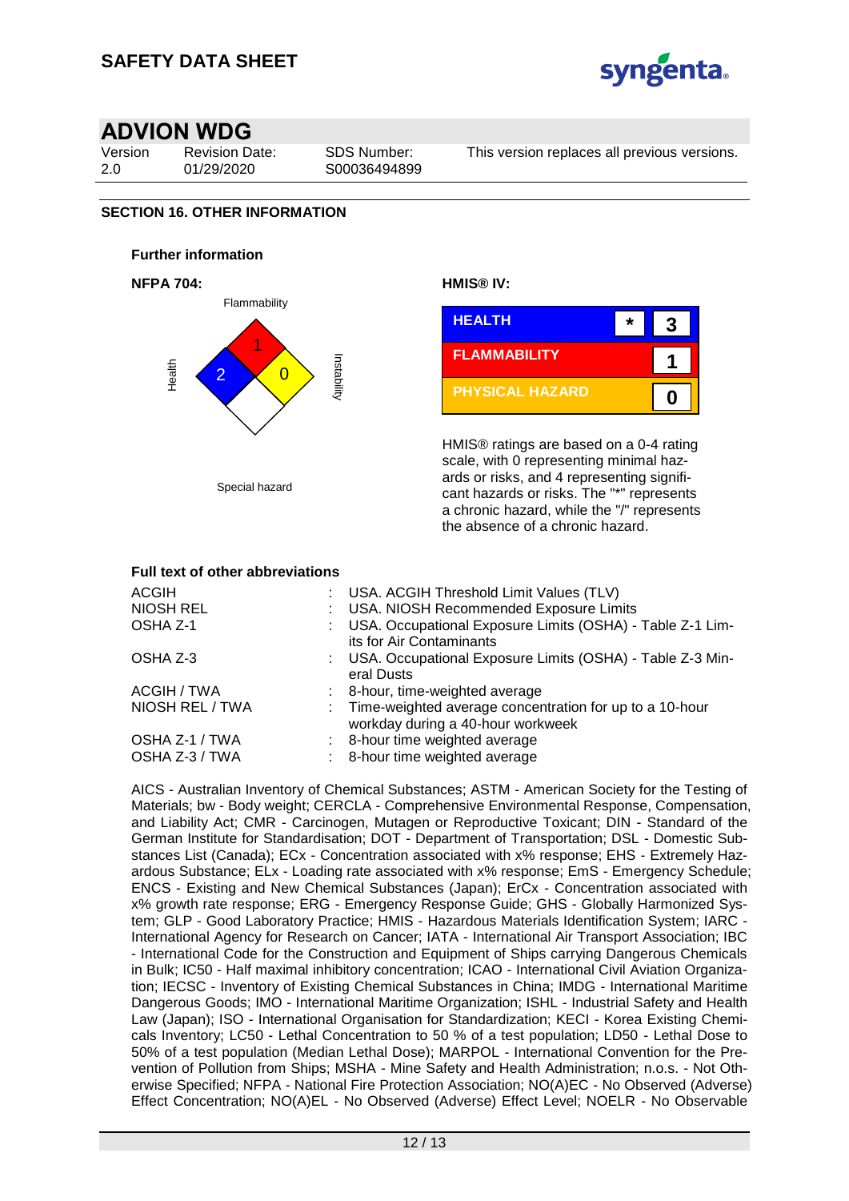# SAFETY DATA SHEET

## ADVION WDG

| Version | Revision Date: | SDS Number: | This version replaces all previous versions. |
|---|---|---|---|
| 2.0 | 01/29/2020 | S00036494899 | |

### SECTION 16. OTHER INFORMATION

**Further information**

**NFPA 704:**

| Health | Flammability | Instability | Special hazard |
|---|---|---|---|
| 2 | 1 | 0 | |

**HMIS® IV:**

| | | |
|---|---|---|
| HEALTH | * | 3 |
| FLAMMABILITY | | 1 |
| PHYSICAL HAZARD | | 0 |

HMIS® ratings are based on a 0-4 rating scale, with 0 representing minimal hazards or risks, and 4 representing significant hazards or risks. The "*" represents a chronic hazard, while the "/" represents the absence of a chronic hazard.

**Full text of other abbreviations**

| | |
|---|---|
| ACGIH | : USA. ACGIH Threshold Limit Values (TLV) |
| NIOSH REL | : USA. NIOSH Recommended Exposure Limits |
| OSHA Z-1 | : USA. Occupational Exposure Limits (OSHA) - Table Z-1 Limits for Air Contaminants |
| OSHA Z-3 | : USA. Occupational Exposure Limits (OSHA) - Table Z-3 Mineral Dusts |
| ACGIH / TWA | : 8-hour, time-weighted average |
| NIOSH REL / TWA | : Time-weighted average concentration for up to a 10-hour workday during a 40-hour workweek |
| OSHA Z-1 / TWA | : 8-hour time weighted average |
| OSHA Z-3 / TWA | : 8-hour time weighted average |

AICS - Australian Inventory of Chemical Substances; ASTM - American Society for the Testing of Materials; bw - Body weight; CERCLA - Comprehensive Environmental Response, Compensation, and Liability Act; CMR - Carcinogen, Mutagen or Reproductive Toxicant; DIN - Standard of the German Institute for Standardisation; DOT - Department of Transportation; DSL - Domestic Substances List (Canada); ECx - Concentration associated with x% response; EHS - Extremely Hazardous Substance; ELx - Loading rate associated with x% response; EmS - Emergency Schedule; ENCS - Existing and New Chemical Substances (Japan); ErCx - Concentration associated with x% growth rate response; ERG - Emergency Response Guide; GHS - Globally Harmonized System; GLP - Good Laboratory Practice; HMIS - Hazardous Materials Identification System; IARC - International Agency for Research on Cancer; IATA - International Air Transport Association; IBC - International Code for the Construction and Equipment of Ships carrying Dangerous Chemicals in Bulk; IC50 - Half maximal inhibitory concentration; ICAO - International Civil Aviation Organization; IECSC - Inventory of Existing Chemical Substances in China; IMDG - International Maritime Dangerous Goods; IMO - International Maritime Organization; ISHL - Industrial Safety and Health Law (Japan); ISO - International Organisation for Standardization; KECI - Korea Existing Chemicals Inventory; LC50 - Lethal Concentration to 50 % of a test population; LD50 - Lethal Dose to 50% of a test population (Median Lethal Dose); MARPOL - International Convention for the Prevention of Pollution from Ships; MSHA - Mine Safety and Health Administration; n.o.s. - Not Otherwise Specified; NFPA - National Fire Protection Association; NO(A)EC - No Observed (Adverse) Effect Concentration; NO(A)EL - No Observed (Adverse) Effect Level; NOELR - No Observable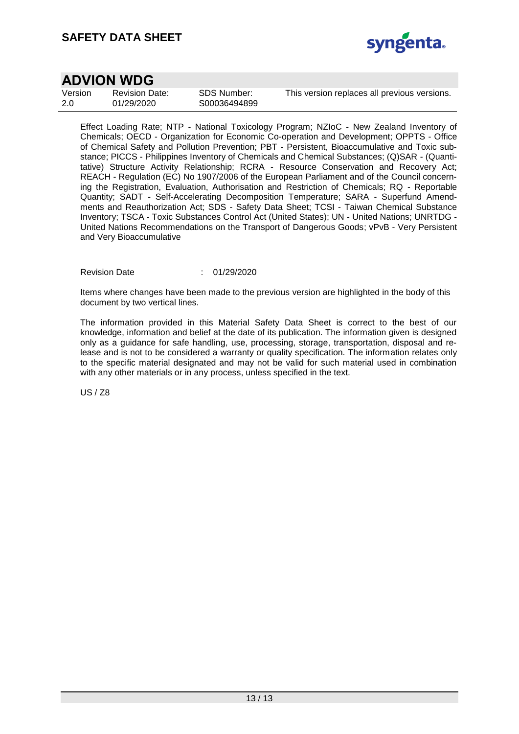Effect Loading Rate; NTP - National Toxicology Program; NZIoC - New Zealand Inventory of Chemicals; OECD - Organization for Economic Co-operation and Development; OPPTS - Office of Chemical Safety and Pollution Prevention; PBT - Persistent, Bioaccumulative and Toxic substance; PICCS - Philippines Inventory of Chemicals and Chemical Substances; (Q)SAR - (Quantitative) Structure Activity Relationship; RCRA - Resource Conservation and Recovery Act; REACH - Regulation (EC) No 1907/2006 of the European Parliament and of the Council concerning the Registration, Evaluation, Authorisation and Restriction of Chemicals; RQ - Reportable Quantity; SADT - Self-Accelerating Decomposition Temperature; SARA - Superfund Amendments and Reauthorization Act; SDS - Safety Data Sheet; TCSI - Taiwan Chemical Substance Inventory; TSCA - Toxic Substances Control Act (United States); UN - United Nations; UNRTDG - United Nations Recommendations on the Transport of Dangerous Goods; vPvB - Very Persistent and Very Bioaccumulative

Revision Date : 01/29/2020

Items where changes have been made to the previous version are highlighted in the body of this document by two vertical lines.

The information provided in this Material Safety Data Sheet is correct to the best of our knowledge, information and belief at the date of its publication. The information given is designed only as a guidance for safe handling, use, processing, storage, transportation, disposal and release and is not to be considered a warranty or quality specification. The information relates only to the specific material designated and may not be valid for such material used in combination with any other materials or in any process, unless specified in the text.

US / Z8